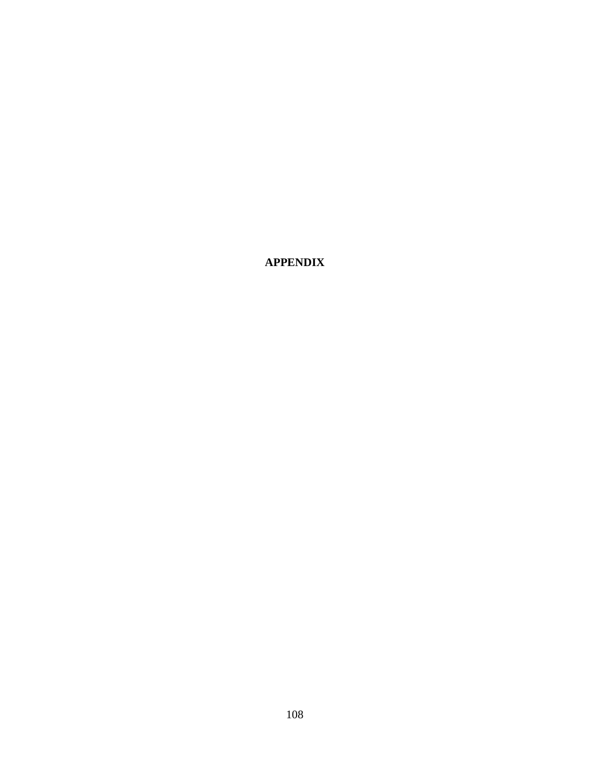# APPENDIX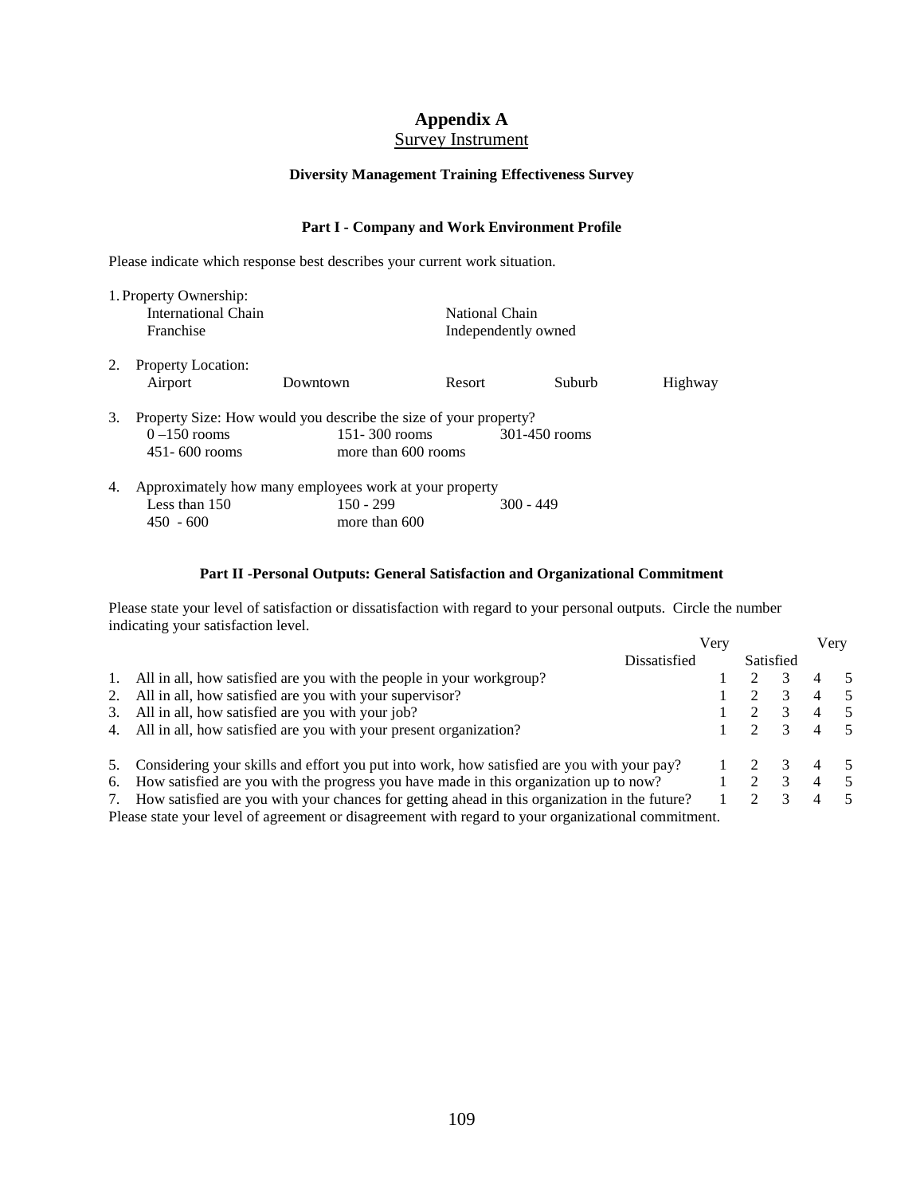# Appendix A

## Survey Instrument

### Diversity Management Training Effectiveness Survey

#### Part I - Company and Work Environment Profile

Please indicate which response best describes your current work situation.

1. Property Ownership:
   - International Chain
   - National Chain
   - Franchise
   - Independently owned

2. Property Location:
   - Airport
   - Downtown
   - Resort
   - Suburb
   - Highway

3. Property Size: How would you describe the size of your property?
   - 0 –150 rooms
   - 151- 300 rooms
   - 301-450 rooms
   - 451- 600 rooms
   - more than 600 rooms

4. Approximately how many employees work at your property
   - Less than 150
   - 150 - 299
   - 300 - 449
   - 450 - 600
   - more than 600

#### Part II -Personal Outputs: General Satisfaction and Organizational Commitment

Please state your level of satisfaction or dissatisfaction with regard to your personal outputs. Circle the number indicating your satisfaction level.

| | Very Dissatisfied | | | | Very Satisfied |
|---|---|---|---|---|---|
| 1. All in all, how satisfied are you with the people in your workgroup? | 1 | 2 | 3 | 4 | 5 |
| 2. All in all, how satisfied are you with your supervisor? | 1 | 2 | 3 | 4 | 5 |
| 3. All in all, how satisfied are you with your job? | 1 | 2 | 3 | 4 | 5 |
| 4. All in all, how satisfied are you with your present organization? | 1 | 2 | 3 | 4 | 5 |
| 5. Considering your skills and effort you put into work, how satisfied are you with your pay? | 1 | 2 | 3 | 4 | 5 |
| 6. How satisfied are you with the progress you have made in this organization up to now? | 1 | 2 | 3 | 4 | 5 |
| 7. How satisfied are you with your chances for getting ahead in this organization in the future? | 1 | 2 | 3 | 4 | 5 |

Please state your level of agreement or disagreement with regard to your organizational commitment.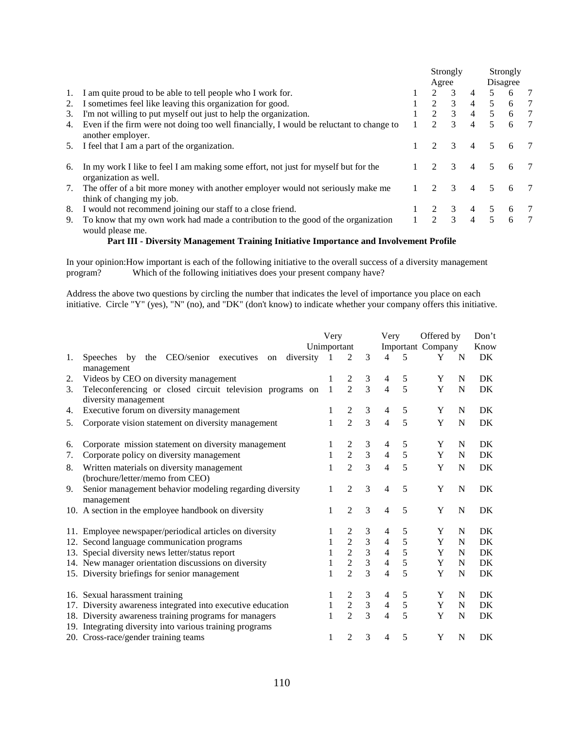| | | | Strongly Agree | | | Strongly Disagree | | |
|---|---|---|---|---|---|---|---|---|
| 1. | I am quite proud to be able to tell people who I work for. | 1 | 2 | 3 | 4 | 5 | 6 | 7 |
| 2. | I sometimes feel like leaving this organization for good. | 1 | 2 | 3 | 4 | 5 | 6 | 7 |
| 3. | I'm not willing to put myself out just to help the organization. | 1 | 2 | 3 | 4 | 5 | 6 | 7 |
| 4. | Even if the firm were not doing too well financially, I would be reluctant to change to another employer. | 1 | 2 | 3 | 4 | 5 | 6 | 7 |
| 5. | I feel that I am a part of the organization. | 1 | 2 | 3 | 4 | 5 | 6 | 7 |
| 6. | In my work I like to feel I am making some effort, not just for myself but for the organization as well. | 1 | 2 | 3 | 4 | 5 | 6 | 7 |
| 7. | The offer of a bit more money with another employer would not seriously make me think of changing my job. | 1 | 2 | 3 | 4 | 5 | 6 | 7 |
| 8. | I would not recommend joining our staff to a close friend. | 1 | 2 | 3 | 4 | 5 | 6 | 7 |
| 9. | To know that my own work had made a contribution to the good of the organization would please me. | 1 | 2 | 3 | 4 | 5 | 6 | 7 |

**Part III - Diversity Management Training Initiative Importance and Involvement Profile**

In your opinion:How important is each of the following initiative to the overall success of a diversity management program? Which of the following initiatives does your present company have?

Address the above two questions by circling the number that indicates the level of importance you place on each initiative. Circle "Y" (yes), "N" (no), and "DK" (don't know) to indicate whether your company offers this initiative.

| | | Very Unimportant | | | Very Important | | Offered by Company | | Don't Know |
|---|---|---|---|---|---|---|---|---|---|
| 1. | Speeches by the CEO/senior executives on diversity management | 1 | 2 | 3 | 4 | 5 | Y | N | DK |
| 2. | Videos by CEO on diversity management | 1 | 2 | 3 | 4 | 5 | Y | N | DK |
| 3. | Teleconferencing or closed circuit television programs on diversity management | 1 | 2 | 3 | 4 | 5 | Y | N | DK |
| 4. | Executive forum on diversity management | 1 | 2 | 3 | 4 | 5 | Y | N | DK |
| 5. | Corporate vision statement on diversity management | 1 | 2 | 3 | 4 | 5 | Y | N | DK |
| 6. | Corporate mission statement on diversity management | 1 | 2 | 3 | 4 | 5 | Y | N | DK |
| 7. | Corporate policy on diversity management | 1 | 2 | 3 | 4 | 5 | Y | N | DK |
| 8. | Written materials on diversity management (brochure/letter/memo from CEO) | 1 | 2 | 3 | 4 | 5 | Y | N | DK |
| 9. | Senior management behavior modeling regarding diversity management | 1 | 2 | 3 | 4 | 5 | Y | N | DK |
| 10. | A section in the employee handbook on diversity | 1 | 2 | 3 | 4 | 5 | Y | N | DK |
| 11. | Employee newspaper/periodical articles on diversity | 1 | 2 | 3 | 4 | 5 | Y | N | DK |
| 12. | Second language communication programs | 1 | 2 | 3 | 4 | 5 | Y | N | DK |
| 13. | Special diversity news letter/status report | 1 | 2 | 3 | 4 | 5 | Y | N | DK |
| 14. | New manager orientation discussions on diversity | 1 | 2 | 3 | 4 | 5 | Y | N | DK |
| 15. | Diversity briefings for senior management | 1 | 2 | 3 | 4 | 5 | Y | N | DK |
| 16. | Sexual harassment training | 1 | 2 | 3 | 4 | 5 | Y | N | DK |
| 17. | Diversity awareness integrated into executive education | 1 | 2 | 3 | 4 | 5 | Y | N | DK |
| 18. | Diversity awareness training programs for managers | 1 | 2 | 3 | 4 | 5 | Y | N | DK |
| 19. | Integrating diversity into various training programs | | | | | | | | |
| 20. | Cross-race/gender training teams | 1 | 2 | 3 | 4 | 5 | Y | N | DK |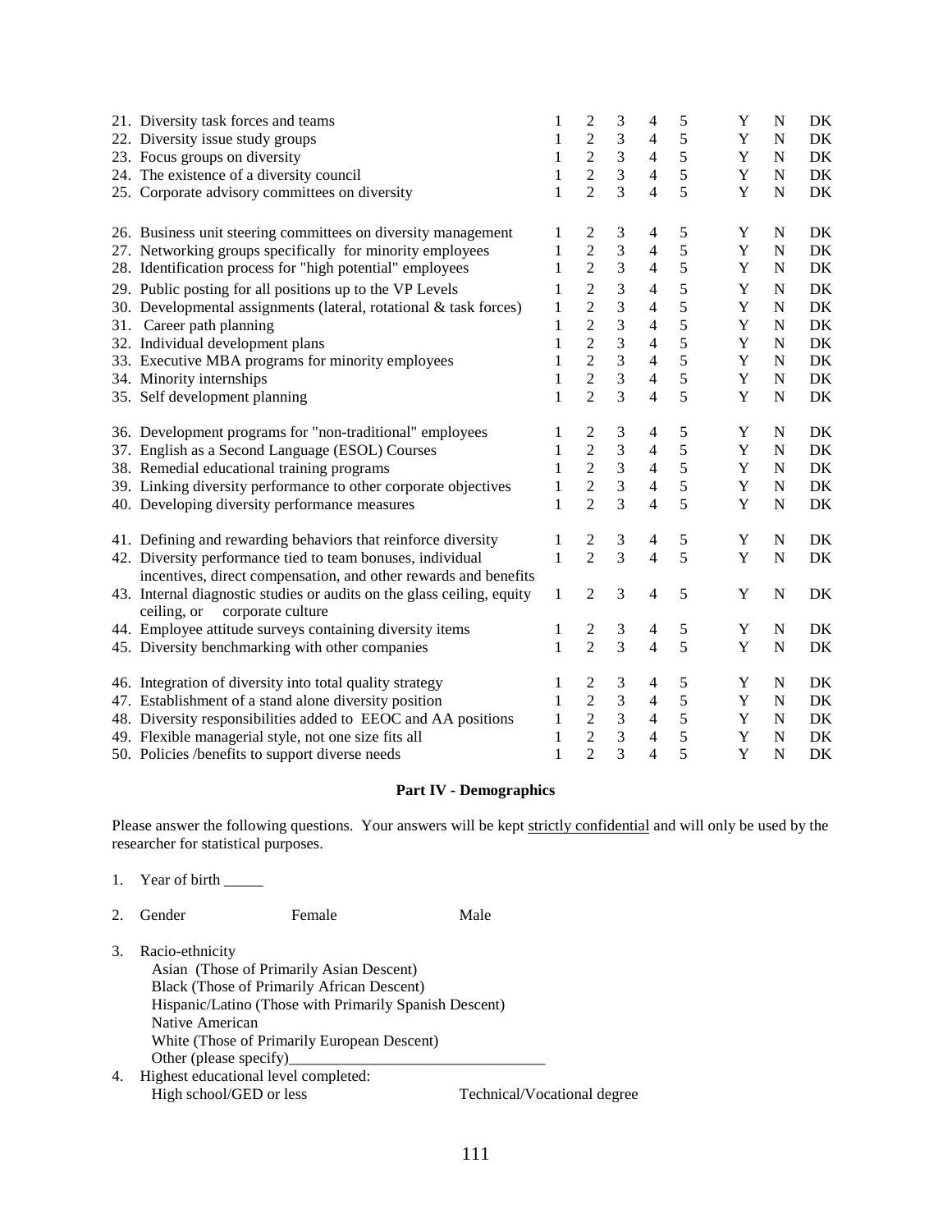| | | | | | | | | |
|---|---|---|---|---|---|---|---|---|
| 21. Diversity task forces and teams | 1 | 2 | 3 | 4 | 5 | Y | N | DK |
| 22. Diversity issue study groups | 1 | 2 | 3 | 4 | 5 | Y | N | DK |
| 23. Focus groups on diversity | 1 | 2 | 3 | 4 | 5 | Y | N | DK |
| 24. The existence of a diversity council | 1 | 2 | 3 | 4 | 5 | Y | N | DK |
| 25. Corporate advisory committees on diversity | 1 | 2 | 3 | 4 | 5 | Y | N | DK |
| 26. Business unit steering committees on diversity management | 1 | 2 | 3 | 4 | 5 | Y | N | DK |
| 27. Networking groups specifically for minority employees | 1 | 2 | 3 | 4 | 5 | Y | N | DK |
| 28. Identification process for "high potential" employees | 1 | 2 | 3 | 4 | 5 | Y | N | DK |
| 29. Public posting for all positions up to the VP Levels | 1 | 2 | 3 | 4 | 5 | Y | N | DK |
| 30. Developmental assignments (lateral, rotational & task forces) | 1 | 2 | 3 | 4 | 5 | Y | N | DK |
| 31. Career path planning | 1 | 2 | 3 | 4 | 5 | Y | N | DK |
| 32. Individual development plans | 1 | 2 | 3 | 4 | 5 | Y | N | DK |
| 33. Executive MBA programs for minority employees | 1 | 2 | 3 | 4 | 5 | Y | N | DK |
| 34. Minority internships | 1 | 2 | 3 | 4 | 5 | Y | N | DK |
| 35. Self development planning | 1 | 2 | 3 | 4 | 5 | Y | N | DK |
| 36. Development programs for "non-traditional" employees | 1 | 2 | 3 | 4 | 5 | Y | N | DK |
| 37. English as a Second Language (ESOL) Courses | 1 | 2 | 3 | 4 | 5 | Y | N | DK |
| 38. Remedial educational training programs | 1 | 2 | 3 | 4 | 5 | Y | N | DK |
| 39. Linking diversity performance to other corporate objectives | 1 | 2 | 3 | 4 | 5 | Y | N | DK |
| 40. Developing diversity performance measures | 1 | 2 | 3 | 4 | 5 | Y | N | DK |
| 41. Defining and rewarding behaviors that reinforce diversity | 1 | 2 | 3 | 4 | 5 | Y | N | DK |
| 42. Diversity performance tied to team bonuses, individual incentives, direct compensation, and other rewards and benefits | 1 | 2 | 3 | 4 | 5 | Y | N | DK |
| 43. Internal diagnostic studies or audits on the glass ceiling, equity ceiling, or corporate culture | 1 | 2 | 3 | 4 | 5 | Y | N | DK |
| 44. Employee attitude surveys containing diversity items | 1 | 2 | 3 | 4 | 5 | Y | N | DK |
| 45. Diversity benchmarking with other companies | 1 | 2 | 3 | 4 | 5 | Y | N | DK |
| 46. Integration of diversity into total quality strategy | 1 | 2 | 3 | 4 | 5 | Y | N | DK |
| 47. Establishment of a stand alone diversity position | 1 | 2 | 3 | 4 | 5 | Y | N | DK |
| 48. Diversity responsibilities added to EEOC and AA positions | 1 | 2 | 3 | 4 | 5 | Y | N | DK |
| 49. Flexible managerial style, not one size fits all | 1 | 2 | 3 | 4 | 5 | Y | N | DK |
| 50. Policies /benefits to support diverse needs | 1 | 2 | 3 | 4 | 5 | Y | N | DK |

**Part IV - Demographics**

Please answer the following questions. Your answers will be kept strictly confidential and will only be used by the researcher for statistical purposes.

1. Year of birth _____

2. Gender Female Male

3. Racio-ethnicity
   - Asian (Those of Primarily Asian Descent)
   - Black (Those of Primarily African Descent)
   - Hispanic/Latino (Those with Primarily Spanish Descent)
   - Native American
   - White (Those of Primarily European Descent)
   - Other (please specify)_________________________________

4. Highest educational level completed:
   - High school/GED or less
   - Technical/Vocational degree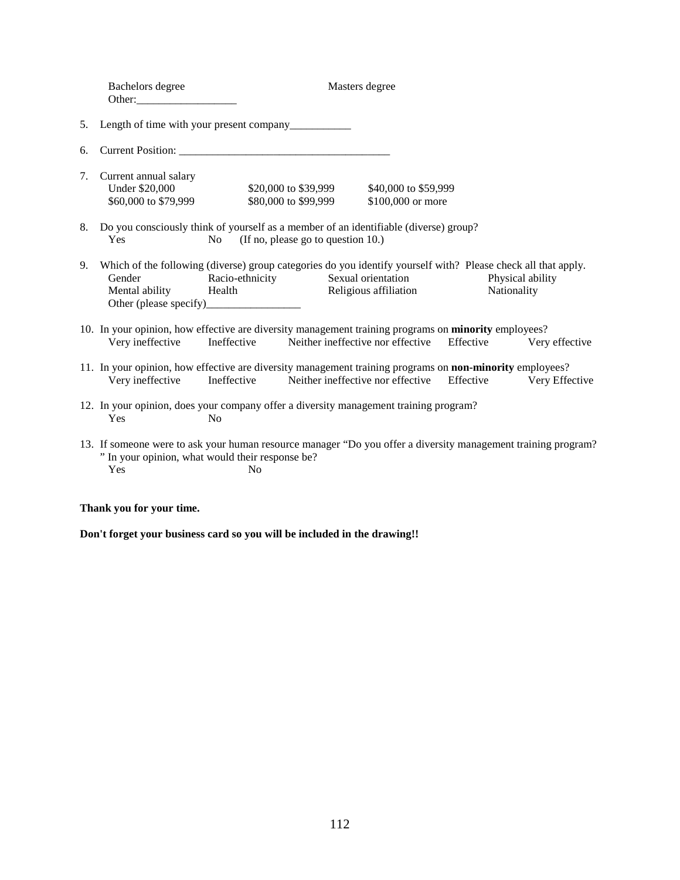Bachelors degree Masters degree
Other:__________________

5. Length of time with your present company___________

6. Current Position: ______________________________________

7. Current annual salary
   Under $20,000 $20,000 to $39,999 $40,000 to $59,999
   $60,000 to $79,999 $80,000 to $99,999 $100,000 or more

8. Do you consciously think of yourself as a member of an identifiable (diverse) group?
   Yes No (If no, please go to question 10.)

9. Which of the following (diverse) group categories do you identify yourself with? Please check all that apply.
   Gender Racio-ethnicity Sexual orientation Physical ability
   Mental ability Health Religious affiliation Nationality
   Other (please specify)_________________

10. In your opinion, how effective are diversity management training programs on **minority** employees?
    Very ineffective Ineffective Neither ineffective nor effective Effective Very effective

11. In your opinion, how effective are diversity management training programs on **non-minority** employees?
    Very ineffective Ineffective Neither ineffective nor effective Effective Very Effective

12. In your opinion, does your company offer a diversity management training program?
    Yes No

13. If someone were to ask your human resource manager "Do you offer a diversity management training program? " In your opinion, what would their response be?
    Yes No

**Thank you for your time.**

**Don't forget your business card so you will be included in the drawing!!**